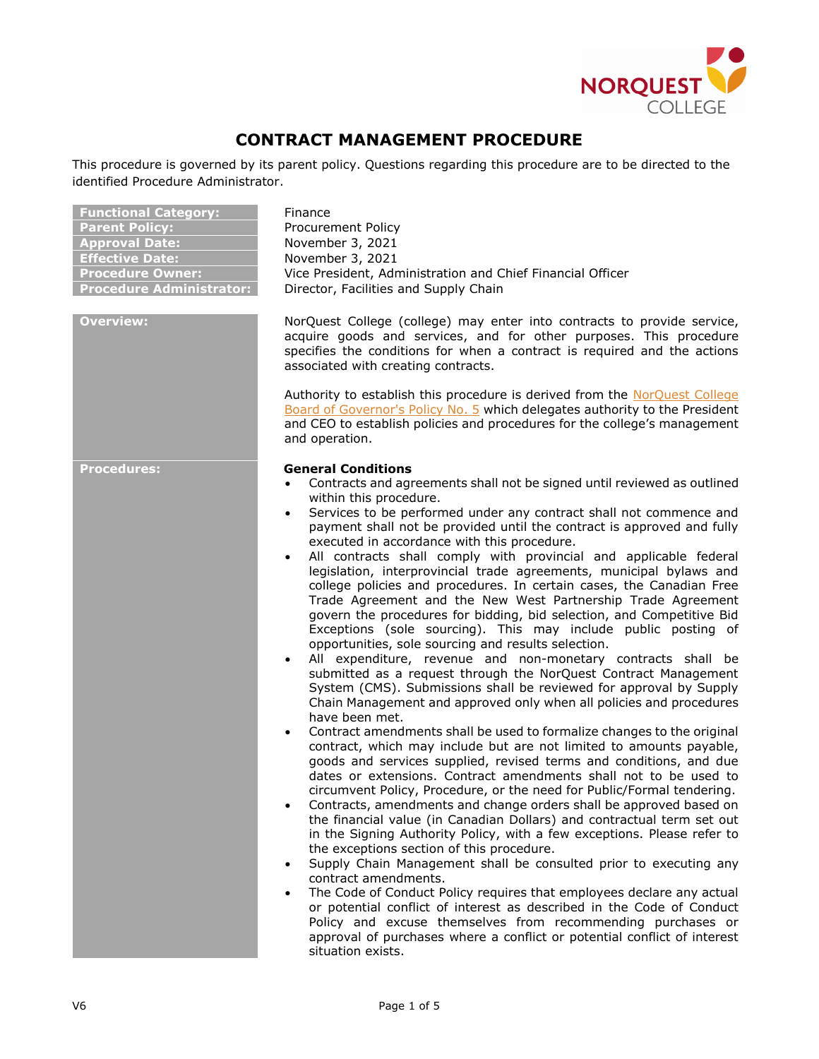# CONTRACT MANAGEMENT PROCEDURE

This procedure is governed by its parent policy. Questions regarding this procedure are to be directed to the identified Procedure Administrator.

| | |
|---|---|
| **Functional Category:** | Finance |
| **Parent Policy:** | Procurement Policy |
| **Approval Date:** | November 3, 2021 |
| **Effective Date:** | November 3, 2021 |
| **Procedure Owner:** | Vice President, Administration and Chief Financial Officer |
| **Procedure Administrator:** | Director, Facilities and Supply Chain |

**Overview:**

NorQuest College (college) may enter into contracts to provide service, acquire goods and services, and for other purposes. This procedure specifies the conditions for when a contract is required and the actions associated with creating contracts.

Authority to establish this procedure is derived from the NorQuest College Board of Governor's Policy No. 5 which delegates authority to the President and CEO to establish policies and procedures for the college's management and operation.

**Procedures:**

**General Conditions**

- Contracts and agreements shall not be signed until reviewed as outlined within this procedure.
- Services to be performed under any contract shall not commence and payment shall not be provided until the contract is approved and fully executed in accordance with this procedure.
- All contracts shall comply with provincial and applicable federal legislation, interprovincial trade agreements, municipal bylaws and college policies and procedures. In certain cases, the Canadian Free Trade Agreement and the New West Partnership Trade Agreement govern the procedures for bidding, bid selection, and Competitive Bid Exceptions (sole sourcing). This may include public posting of opportunities, sole sourcing and results selection.
- All expenditure, revenue and non-monetary contracts shall be submitted as a request through the NorQuest Contract Management System (CMS). Submissions shall be reviewed for approval by Supply Chain Management and approved only when all policies and procedures have been met.
- Contract amendments shall be used to formalize changes to the original contract, which may include but are not limited to amounts payable, goods and services supplied, revised terms and conditions, and due dates or extensions. Contract amendments shall not to be used to circumvent Policy, Procedure, or the need for Public/Formal tendering.
- Contracts, amendments and change orders shall be approved based on the financial value (in Canadian Dollars) and contractual term set out in the Signing Authority Policy, with a few exceptions. Please refer to the exceptions section of this procedure.
- Supply Chain Management shall be consulted prior to executing any contract amendments.
- The Code of Conduct Policy requires that employees declare any actual or potential conflict of interest as described in the Code of Conduct Policy and excuse themselves from recommending purchases or approval of purchases where a conflict or potential conflict of interest situation exists.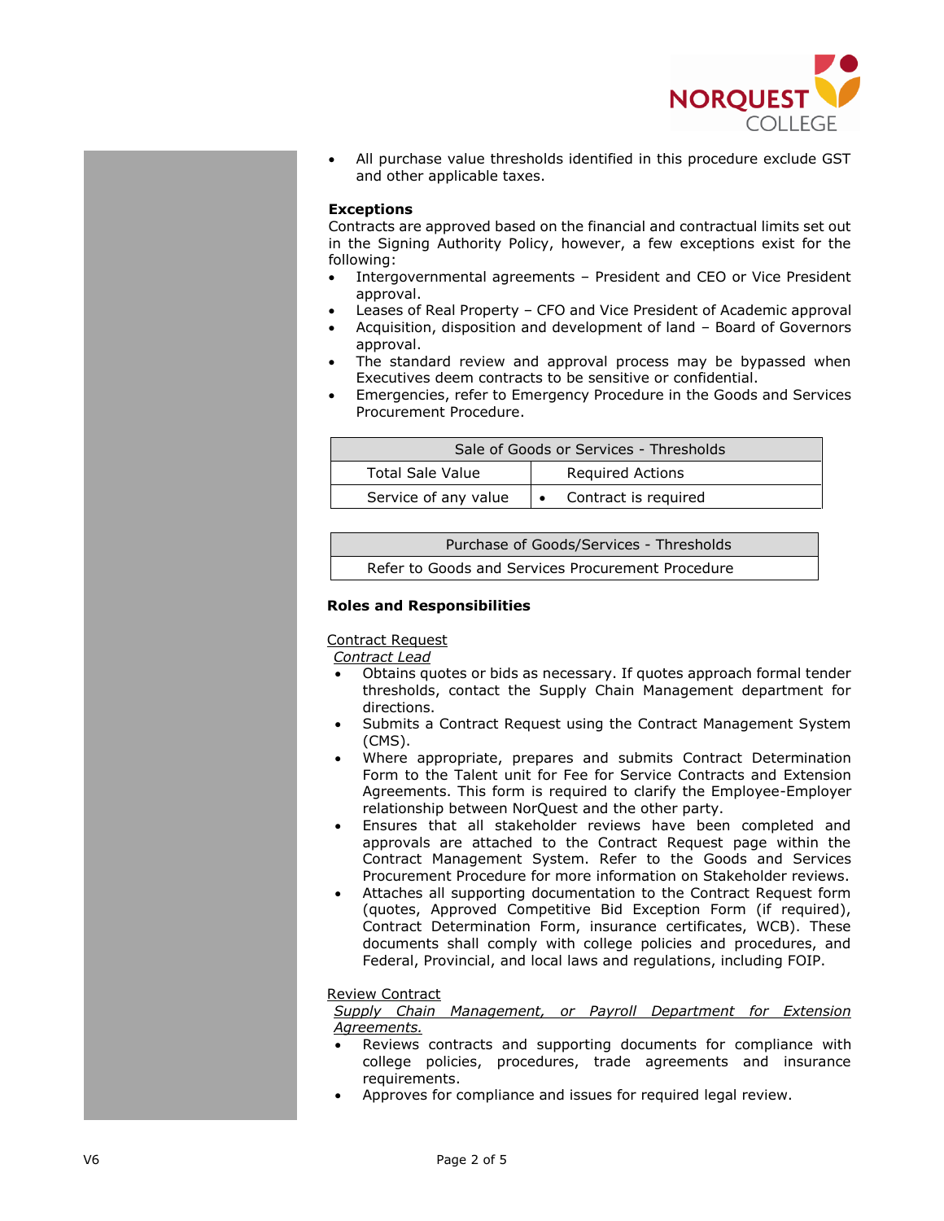- All purchase value thresholds identified in this procedure exclude GST and other applicable taxes.

**Exceptions**

Contracts are approved based on the financial and contractual limits set out in the Signing Authority Policy, however, a few exceptions exist for the following:

- Intergovernmental agreements – President and CEO or Vice President approval.
- Leases of Real Property – CFO and Vice President of Academic approval
- Acquisition, disposition and development of land – Board of Governors approval.
- The standard review and approval process may be bypassed when Executives deem contracts to be sensitive or confidential.
- Emergencies, refer to Emergency Procedure in the Goods and Services Procurement Procedure.

| Sale of Goods or Services - Thresholds | |
|---|---|
| Total Sale Value | Required Actions |
| Service of any value | • Contract is required |

| Purchase of Goods/Services - Thresholds |
|---|
| Refer to Goods and Services Procurement Procedure |

**Roles and Responsibilities**

Contract Request

*Contract Lead*

- Obtains quotes or bids as necessary. If quotes approach formal tender thresholds, contact the Supply Chain Management department for directions.
- Submits a Contract Request using the Contract Management System (CMS).
- Where appropriate, prepares and submits Contract Determination Form to the Talent unit for Fee for Service Contracts and Extension Agreements. This form is required to clarify the Employee-Employer relationship between NorQuest and the other party.
- Ensures that all stakeholder reviews have been completed and approvals are attached to the Contract Request page within the Contract Management System. Refer to the Goods and Services Procurement Procedure for more information on Stakeholder reviews.
- Attaches all supporting documentation to the Contract Request form (quotes, Approved Competitive Bid Exception Form (if required), Contract Determination Form, insurance certificates, WCB). These documents shall comply with college policies and procedures, and Federal, Provincial, and local laws and regulations, including FOIP.

Review Contract

*Supply Chain Management, or Payroll Department for Extension Agreements.*

- Reviews contracts and supporting documents for compliance with college policies, procedures, trade agreements and insurance requirements.
- Approves for compliance and issues for required legal review.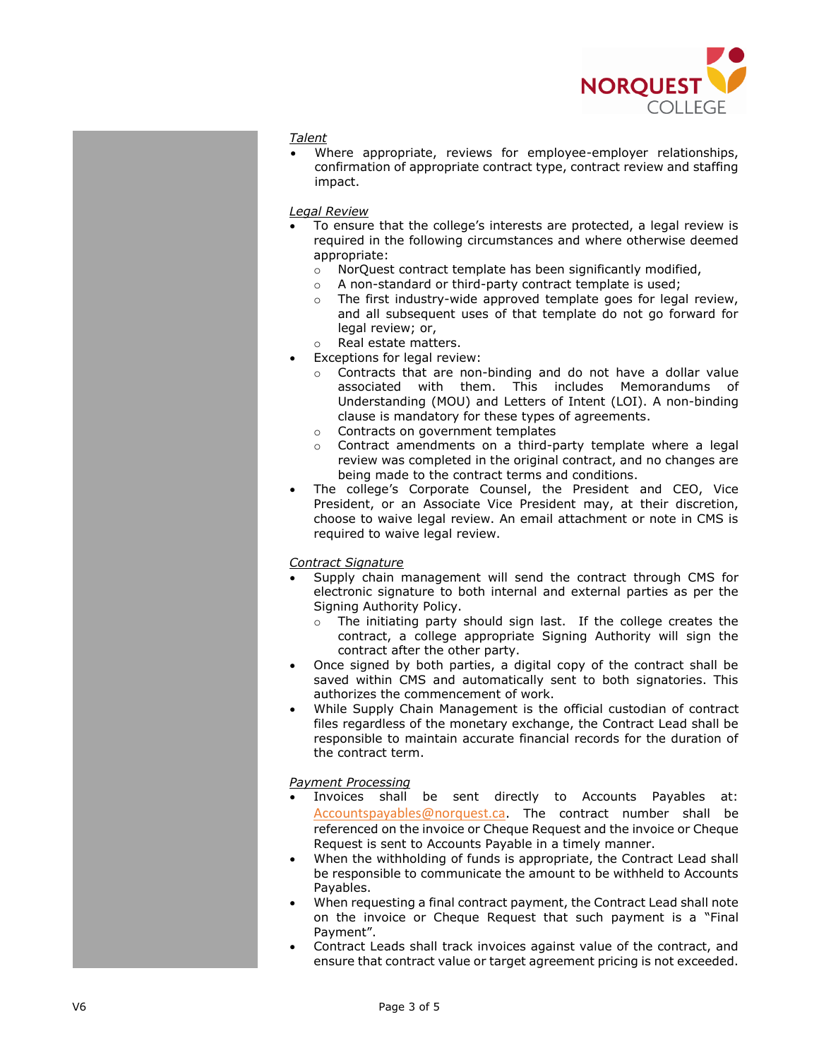*Talent*

- Where appropriate, reviews for employee-employer relationships, confirmation of appropriate contract type, contract review and staffing impact.

*Legal Review*

- To ensure that the college's interests are protected, a legal review is required in the following circumstances and where otherwise deemed appropriate:
  - NorQuest contract template has been significantly modified,
  - A non-standard or third-party contract template is used;
  - The first industry-wide approved template goes for legal review, and all subsequent uses of that template do not go forward for legal review; or,
  - Real estate matters.
- Exceptions for legal review:
  - Contracts that are non-binding and do not have a dollar value associated with them. This includes Memorandums of Understanding (MOU) and Letters of Intent (LOI). A non-binding clause is mandatory for these types of agreements.
  - Contracts on government templates
  - Contract amendments on a third-party template where a legal review was completed in the original contract, and no changes are being made to the contract terms and conditions.
- The college's Corporate Counsel, the President and CEO, Vice President, or an Associate Vice President may, at their discretion, choose to waive legal review. An email attachment or note in CMS is required to waive legal review.

*Contract Signature*

- Supply chain management will send the contract through CMS for electronic signature to both internal and external parties as per the Signing Authority Policy.
  - The initiating party should sign last. If the college creates the contract, a college appropriate Signing Authority will sign the contract after the other party.
- Once signed by both parties, a digital copy of the contract shall be saved within CMS and automatically sent to both signatories. This authorizes the commencement of work.
- While Supply Chain Management is the official custodian of contract files regardless of the monetary exchange, the Contract Lead shall be responsible to maintain accurate financial records for the duration of the contract term.

*Payment Processing*

- Invoices shall be sent directly to Accounts Payables at: Accountspayables@norquest.ca. The contract number shall be referenced on the invoice or Cheque Request and the invoice or Cheque Request is sent to Accounts Payable in a timely manner.
- When the withholding of funds is appropriate, the Contract Lead shall be responsible to communicate the amount to be withheld to Accounts Payables.
- When requesting a final contract payment, the Contract Lead shall note on the invoice or Cheque Request that such payment is a "Final Payment".
- Contract Leads shall track invoices against value of the contract, and ensure that contract value or target agreement pricing is not exceeded.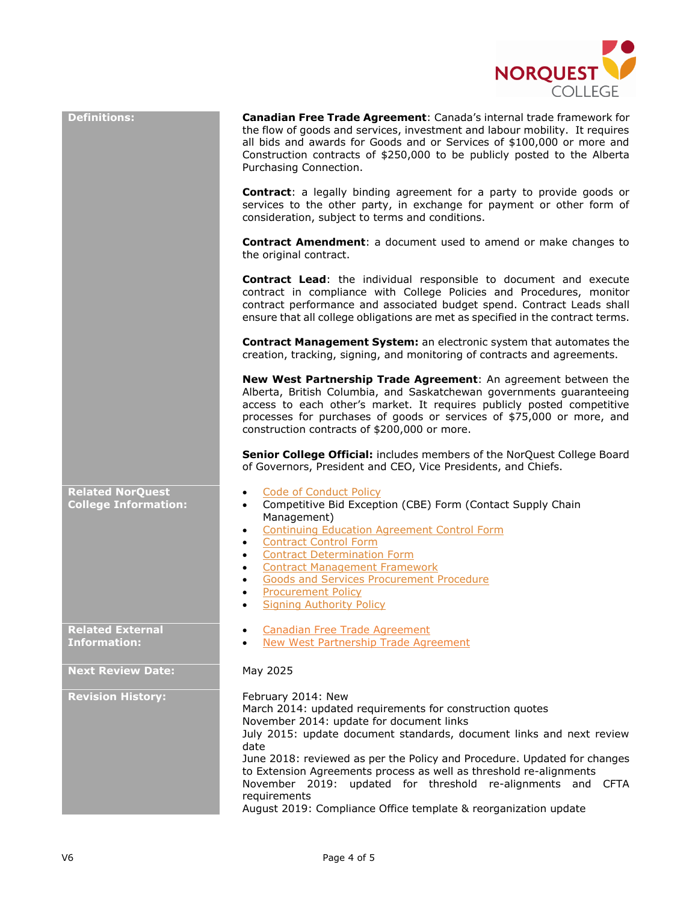| | |
|---|---|
| **Definitions:** | **Canadian Free Trade Agreement**: Canada's internal trade framework for the flow of goods and services, investment and labour mobility. It requires all bids and awards for Goods and or Services of $100,000 or more and Construction contracts of $250,000 to be publicly posted to the Alberta Purchasing Connection.<br><br>**Contract**: a legally binding agreement for a party to provide goods or services to the other party, in exchange for payment or other form of consideration, subject to terms and conditions.<br><br>**Contract Amendment**: a document used to amend or make changes to the original contract.<br><br>**Contract Lead**: the individual responsible to document and execute contract in compliance with College Policies and Procedures, monitor contract performance and associated budget spend. Contract Leads shall ensure that all college obligations are met as specified in the contract terms.<br><br>**Contract Management System:** an electronic system that automates the creation, tracking, signing, and monitoring of contracts and agreements.<br><br>**New West Partnership Trade Agreement**: An agreement between the Alberta, British Columbia, and Saskatchewan governments guaranteeing access to each other's market. It requires publicly posted competitive processes for purchases of goods or services of $75,000 or more, and construction contracts of $200,000 or more.<br><br>**Senior College Official:** includes members of the NorQuest College Board of Governors, President and CEO, Vice Presidents, and Chiefs. |
| **Related NorQuest College Information:** | • Code of Conduct Policy<br>• Competitive Bid Exception (CBE) Form (Contact Supply Chain Management)<br>• Continuing Education Agreement Control Form<br>• Contract Control Form<br>• Contract Determination Form<br>• Contract Management Framework<br>• Goods and Services Procurement Procedure<br>• Procurement Policy<br>• Signing Authority Policy |
| **Related External Information:** | • Canadian Free Trade Agreement<br>• New West Partnership Trade Agreement |
| **Next Review Date:** | May 2025 |
| **Revision History:** | February 2014: New<br>March 2014: updated requirements for construction quotes<br>November 2014: update for document links<br>July 2015: update document standards, document links and next review date<br>June 2018: reviewed as per the Policy and Procedure. Updated for changes to Extension Agreements process as well as threshold re-alignments<br>November 2019: updated for threshold re-alignments and CFTA requirements<br>August 2019: Compliance Office template & reorganization update |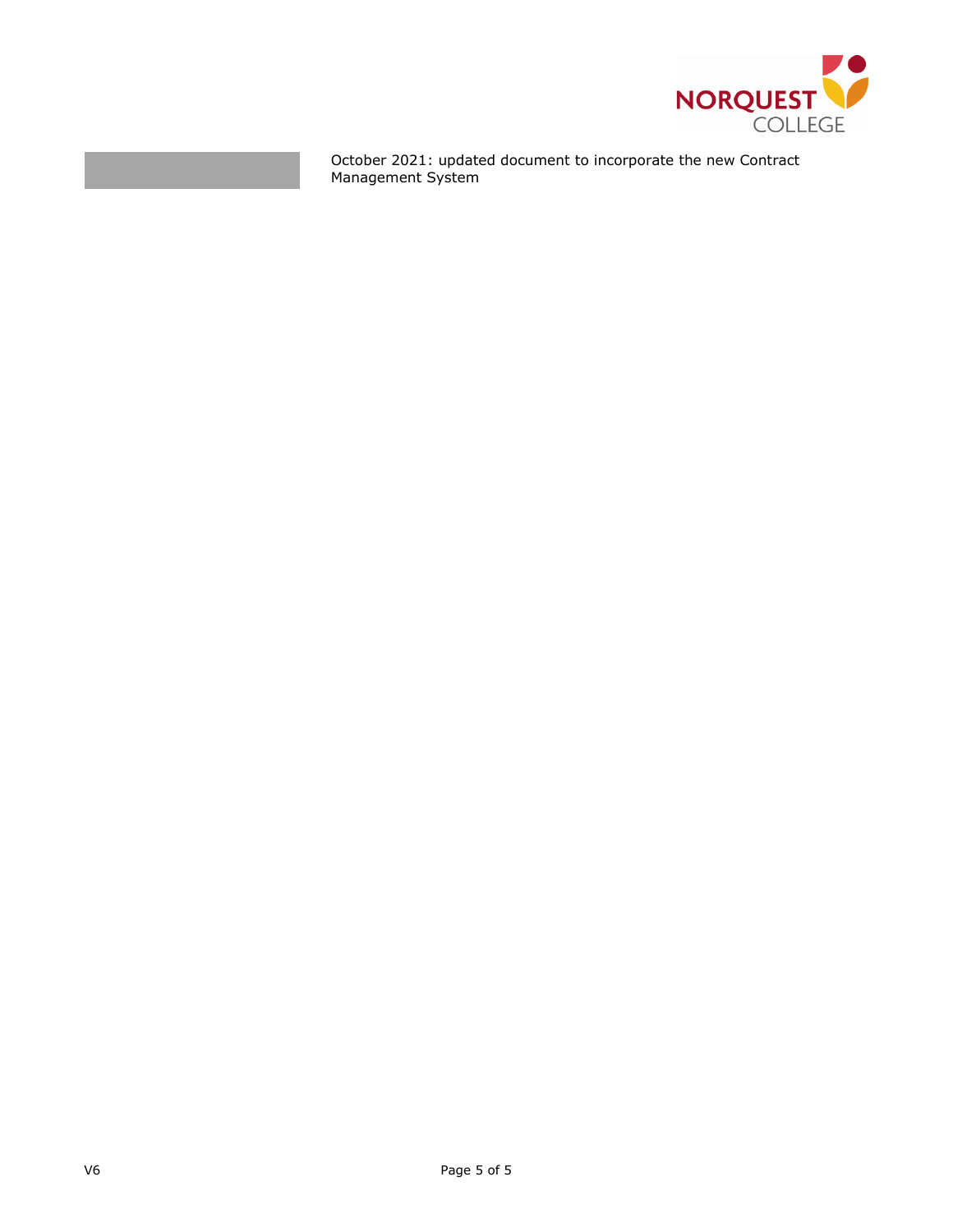| | |
|---|---|
| | October 2021: updated document to incorporate the new Contract Management System |